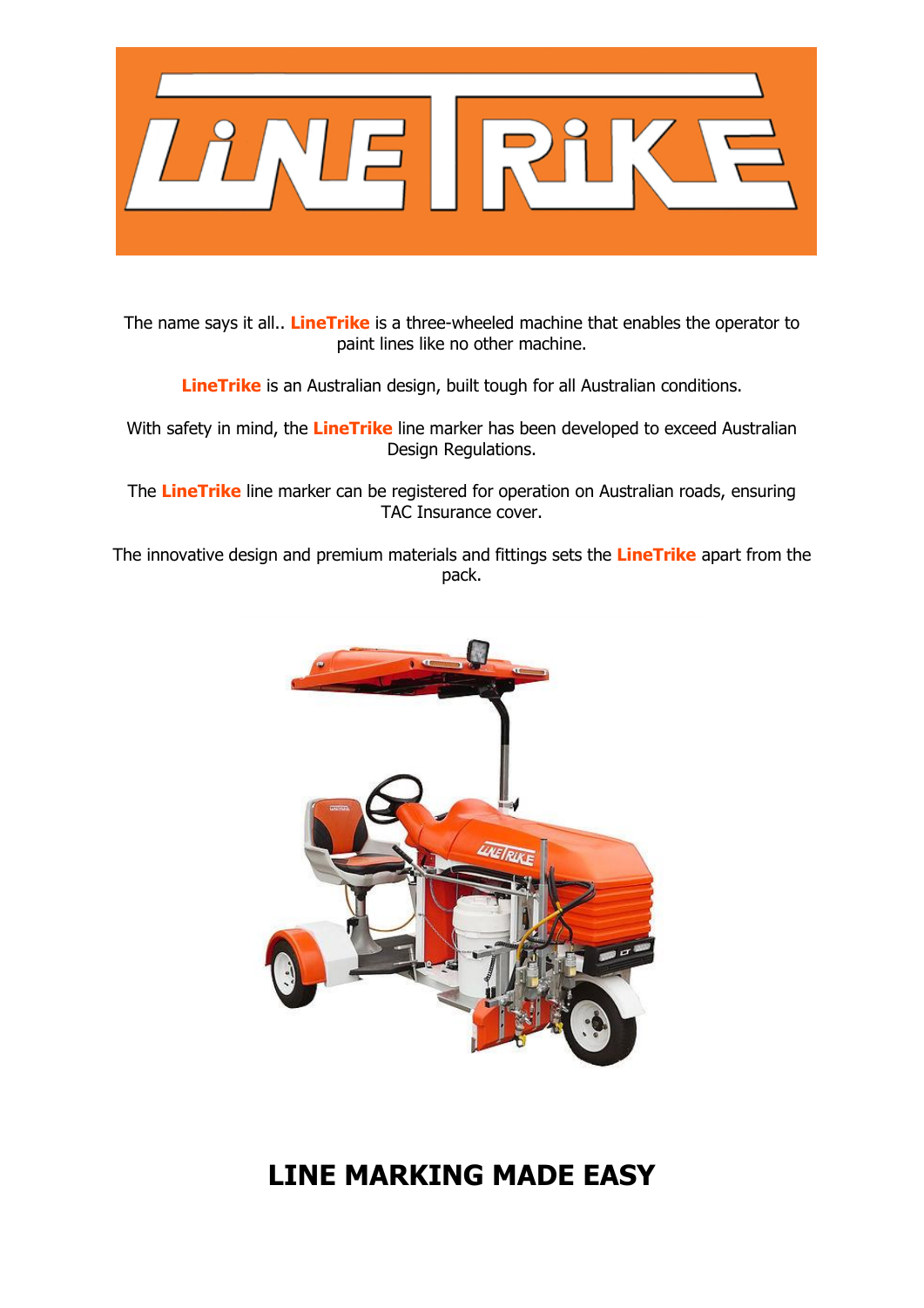# LineTrike

The name says it all.. **LineTrike** is a three-wheeled machine that enables the operator to paint lines like no other machine.

**LineTrike** is an Australian design, built tough for all Australian conditions.

With safety in mind, the **LineTrike** line marker has been developed to exceed Australian Design Regulations.

The **LineTrike** line marker can be registered for operation on Australian roads, ensuring TAC Insurance cover.

The innovative design and premium materials and fittings sets the **LineTrike** apart from the pack.

## LINE MARKING MADE EASY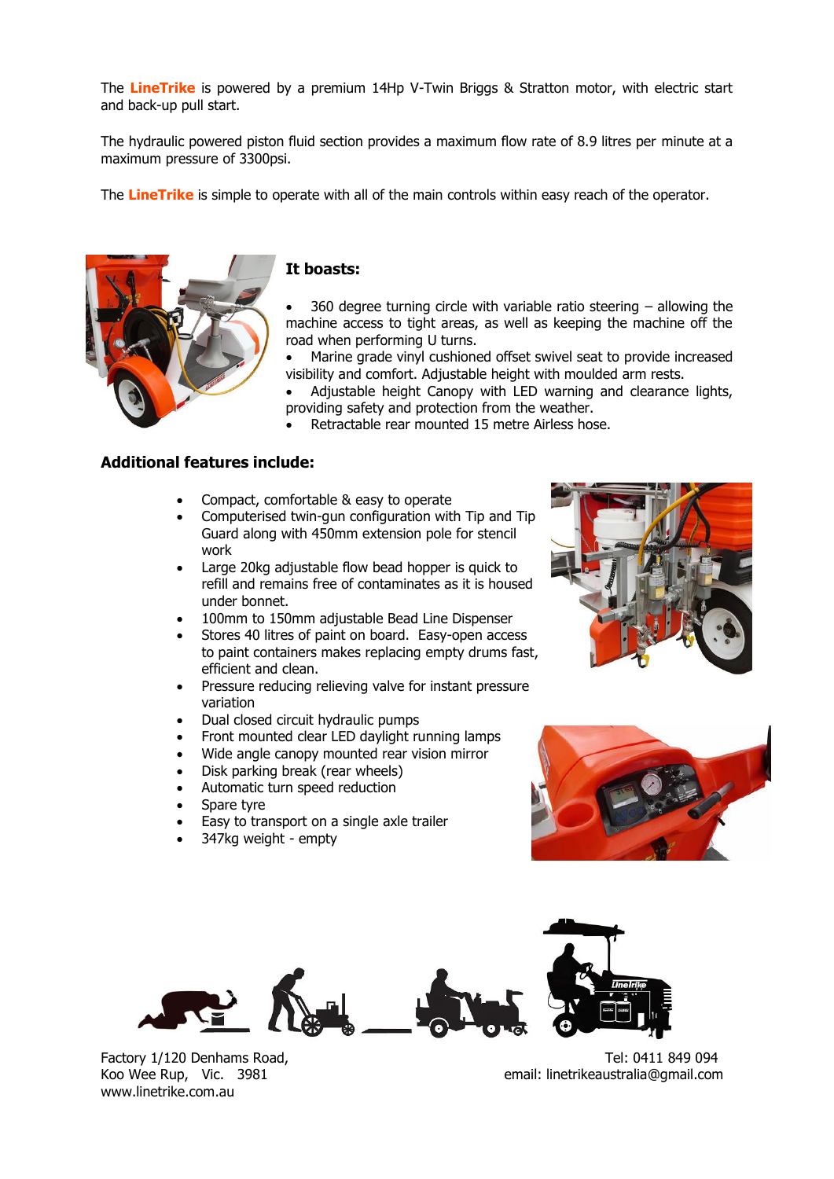The **LineTrike** is powered by a premium 14Hp V-Twin Briggs & Stratton motor, with electric start and back-up pull start.

The hydraulic powered piston fluid section provides a maximum flow rate of 8.9 litres per minute at a maximum pressure of 3300psi.

The **LineTrike** is simple to operate with all of the main controls within easy reach of the operator.

### It boasts:

- 360 degree turning circle with variable ratio steering – allowing the machine access to tight areas, as well as keeping the machine off the road when performing U turns.
- Marine grade vinyl cushioned offset swivel seat to provide increased visibility and comfort. Adjustable height with moulded arm rests.
- Adjustable height Canopy with LED warning and clearance lights, providing safety and protection from the weather.
- Retractable rear mounted 15 metre Airless hose.

### Additional features include:

- Compact, comfortable & easy to operate
- Computerised twin-gun configuration with Tip and Tip Guard along with 450mm extension pole for stencil work
- Large 20kg adjustable flow bead hopper is quick to refill and remains free of contaminates as it is housed under bonnet.
- 100mm to 150mm adjustable Bead Line Dispenser
- Stores 40 litres of paint on board. Easy-open access to paint containers makes replacing empty drums fast, efficient and clean.
- Pressure reducing relieving valve for instant pressure variation
- Dual closed circuit hydraulic pumps
- Front mounted clear LED daylight running lamps
- Wide angle canopy mounted rear vision mirror
- Disk parking break (rear wheels)
- Automatic turn speed reduction
- Spare tyre
- Easy to transport on a single axle trailer
- 347kg weight - empty

Factory 1/120 Denhams Road,
Koo Wee Rup, Vic. 3981
www.linetrike.com.au

Tel: 0411 849 094
email: linetrikeaustralia@gmail.com